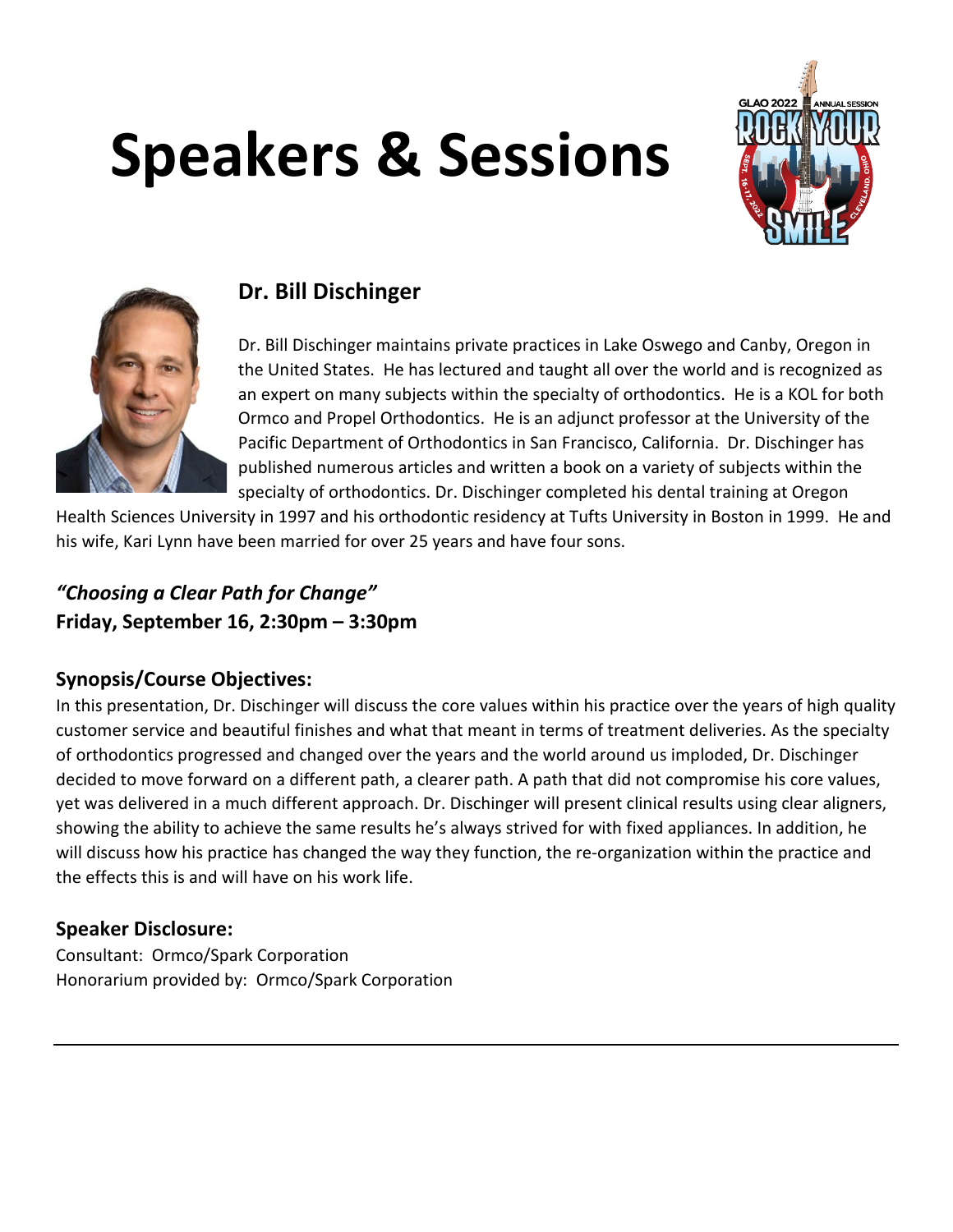# Speakers & Sessions

## Dr. Bill Dischinger

Dr. Bill Dischinger maintains private practices in Lake Oswego and Canby, Oregon in the United States. He has lectured and taught all over the world and is recognized as an expert on many subjects within the specialty of orthodontics. He is a KOL for both Ormco and Propel Orthodontics. He is an adjunct professor at the University of the Pacific Department of Orthodontics in San Francisco, California. Dr. Dischinger has published numerous articles and written a book on a variety of subjects within the specialty of orthodontics. Dr. Dischinger completed his dental training at Oregon Health Sciences University in 1997 and his orthodontic residency at Tufts University in Boston in 1999. He and his wife, Kari Lynn have been married for over 25 years and have four sons.

***"Choosing a Clear Path for Change"***
**Friday, September 16, 2:30pm – 3:30pm**

### Synopsis/Course Objectives:

In this presentation, Dr. Dischinger will discuss the core values within his practice over the years of high quality customer service and beautiful finishes and what that meant in terms of treatment deliveries. As the specialty of orthodontics progressed and changed over the years and the world around us imploded, Dr. Dischinger decided to move forward on a different path, a clearer path. A path that did not compromise his core values, yet was delivered in a much different approach. Dr. Dischinger will present clinical results using clear aligners, showing the ability to achieve the same results he's always strived for with fixed appliances. In addition, he will discuss how his practice has changed the way they function, the re-organization within the practice and the effects this is and will have on his work life.

### Speaker Disclosure:

Consultant: Ormco/Spark Corporation
Honorarium provided by: Ormco/Spark Corporation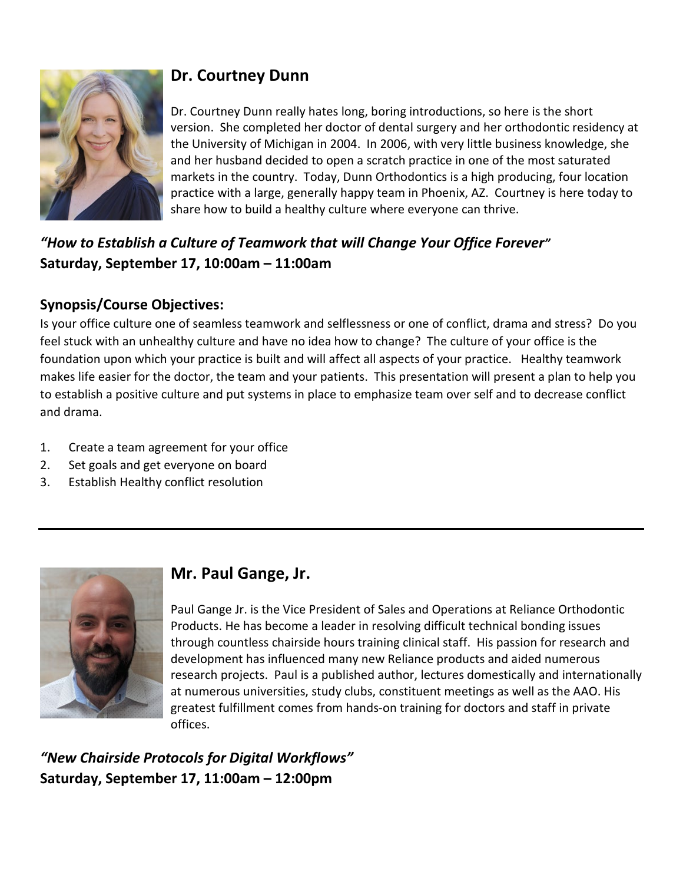## Dr. Courtney Dunn

Dr. Courtney Dunn really hates long, boring introductions, so here is the short version. She completed her doctor of dental surgery and her orthodontic residency at the University of Michigan in 2004. In 2006, with very little business knowledge, she and her husband decided to open a scratch practice in one of the most saturated markets in the country. Today, Dunn Orthodontics is a high producing, four location practice with a large, generally happy team in Phoenix, AZ. Courtney is here today to share how to build a healthy culture where everyone can thrive.

***"How to Establish a Culture of Teamwork that will Change Your Office Forever"***
**Saturday, September 17, 10:00am – 11:00am**

### Synopsis/Course Objectives:

Is your office culture one of seamless teamwork and selflessness or one of conflict, drama and stress? Do you feel stuck with an unhealthy culture and have no idea how to change? The culture of your office is the foundation upon which your practice is built and will affect all aspects of your practice. Healthy teamwork makes life easier for the doctor, the team and your patients. This presentation will present a plan to help you to establish a positive culture and put systems in place to emphasize team over self and to decrease conflict and drama.

1. Create a team agreement for your office
2. Set goals and get everyone on board
3. Establish Healthy conflict resolution

---

## Mr. Paul Gange, Jr.

Paul Gange Jr. is the Vice President of Sales and Operations at Reliance Orthodontic Products. He has become a leader in resolving difficult technical bonding issues through countless chairside hours training clinical staff. His passion for research and development has influenced many new Reliance products and aided numerous research projects. Paul is a published author, lectures domestically and internationally at numerous universities, study clubs, constituent meetings as well as the AAO. His greatest fulfillment comes from hands-on training for doctors and staff in private offices.

***"New Chairside Protocols for Digital Workflows"***
**Saturday, September 17, 11:00am – 12:00pm**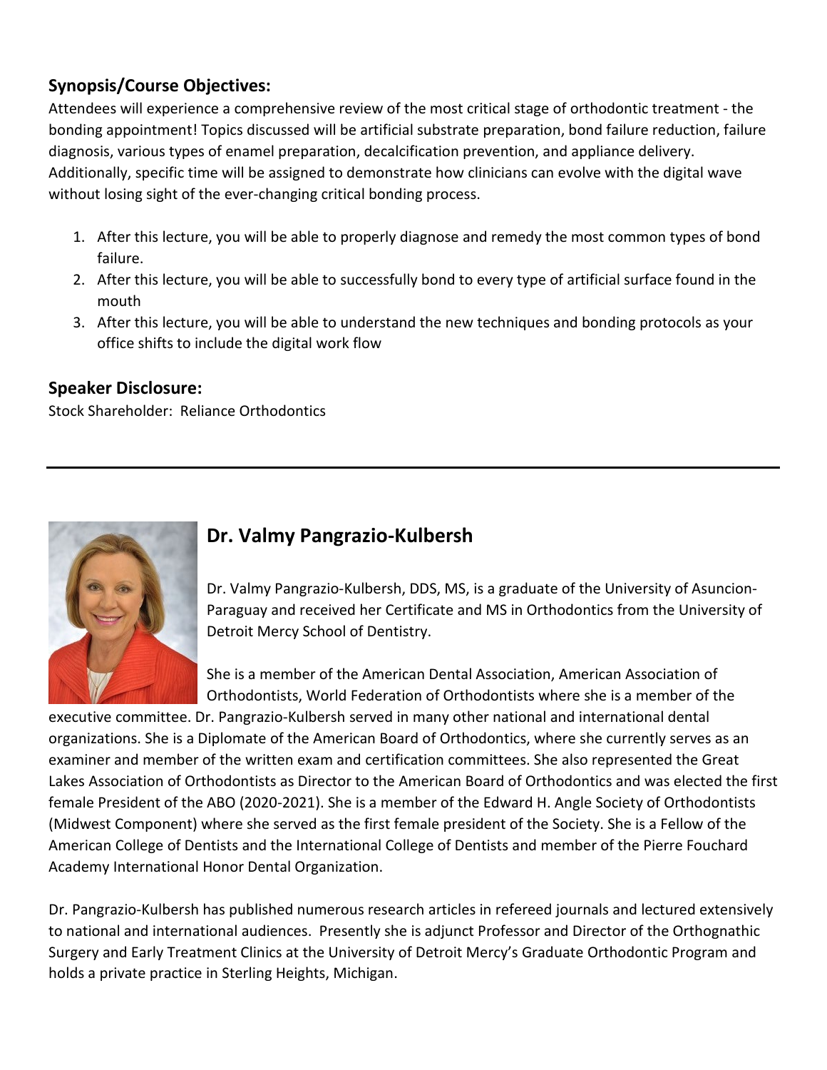## Synopsis/Course Objectives:

Attendees will experience a comprehensive review of the most critical stage of orthodontic treatment - the bonding appointment! Topics discussed will be artificial substrate preparation, bond failure reduction, failure diagnosis, various types of enamel preparation, decalcification prevention, and appliance delivery. Additionally, specific time will be assigned to demonstrate how clinicians can evolve with the digital wave without losing sight of the ever-changing critical bonding process.

1. After this lecture, you will be able to properly diagnose and remedy the most common types of bond failure.
2. After this lecture, you will be able to successfully bond to every type of artificial surface found in the mouth
3. After this lecture, you will be able to understand the new techniques and bonding protocols as your office shifts to include the digital work flow

## Speaker Disclosure:

Stock Shareholder: Reliance Orthodontics

---

## Dr. Valmy Pangrazio-Kulbersh

Dr. Valmy Pangrazio-Kulbersh, DDS, MS, is a graduate of the University of Asuncion-Paraguay and received her Certificate and MS in Orthodontics from the University of Detroit Mercy School of Dentistry.

She is a member of the American Dental Association, American Association of Orthodontists, World Federation of Orthodontists where she is a member of the executive committee. Dr. Pangrazio-Kulbersh served in many other national and international dental organizations. She is a Diplomate of the American Board of Orthodontics, where she currently serves as an examiner and member of the written exam and certification committees. She also represented the Great Lakes Association of Orthodontists as Director to the American Board of Orthodontics and was elected the first female President of the ABO (2020-2021). She is a member of the Edward H. Angle Society of Orthodontists (Midwest Component) where she served as the first female president of the Society. She is a Fellow of the American College of Dentists and the International College of Dentists and member of the Pierre Fouchard Academy International Honor Dental Organization.

Dr. Pangrazio-Kulbersh has published numerous research articles in refereed journals and lectured extensively to national and international audiences. Presently she is adjunct Professor and Director of the Orthognathic Surgery and Early Treatment Clinics at the University of Detroit Mercy's Graduate Orthodontic Program and holds a private practice in Sterling Heights, Michigan.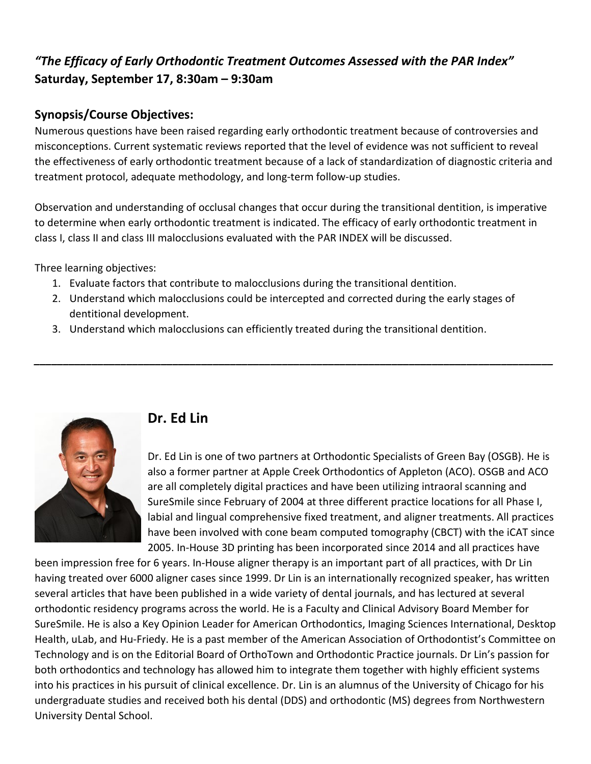### *"The Efficacy of Early Orthodontic Treatment Outcomes Assessed with the PAR Index"*
**Saturday, September 17, 8:30am – 9:30am**

### Synopsis/Course Objectives:

Numerous questions have been raised regarding early orthodontic treatment because of controversies and misconceptions. Current systematic reviews reported that the level of evidence was not sufficient to reveal the effectiveness of early orthodontic treatment because of a lack of standardization of diagnostic criteria and treatment protocol, adequate methodology, and long-term follow-up studies.

Observation and understanding of occlusal changes that occur during the transitional dentition, is imperative to determine when early orthodontic treatment is indicated. The efficacy of early orthodontic treatment in class I, class II and class III malocclusions evaluated with the PAR INDEX will be discussed.

Three learning objectives:

1. Evaluate factors that contribute to malocclusions during the transitional dentition.
2. Understand which malocclusions could be intercepted and corrected during the early stages of dentitional development.
3. Understand which malocclusions can efficiently treated during the transitional dentition.

---

## Dr. Ed Lin

Dr. Ed Lin is one of two partners at Orthodontic Specialists of Green Bay (OSGB). He is also a former partner at Apple Creek Orthodontics of Appleton (ACO). OSGB and ACO are all completely digital practices and have been utilizing intraoral scanning and SureSmile since February of 2004 at three different practice locations for all Phase I, labial and lingual comprehensive fixed treatment, and aligner treatments. All practices have been involved with cone beam computed tomography (CBCT) with the iCAT since 2005. In-House 3D printing has been incorporated since 2014 and all practices have been impression free for 6 years. In-House aligner therapy is an important part of all practices, with Dr Lin having treated over 6000 aligner cases since 1999. Dr Lin is an internationally recognized speaker, has written several articles that have been published in a wide variety of dental journals, and has lectured at several orthodontic residency programs across the world. He is a Faculty and Clinical Advisory Board Member for SureSmile. He is also a Key Opinion Leader for American Orthodontics, Imaging Sciences International, Desktop Health, uLab, and Hu-Friedy. He is a past member of the American Association of Orthodontist's Committee on Technology and is on the Editorial Board of OrthoTown and Orthodontic Practice journals. Dr Lin's passion for both orthodontics and technology has allowed him to integrate them together with highly efficient systems into his practices in his pursuit of clinical excellence. Dr. Lin is an alumnus of the University of Chicago for his undergraduate studies and received both his dental (DDS) and orthodontic (MS) degrees from Northwestern University Dental School.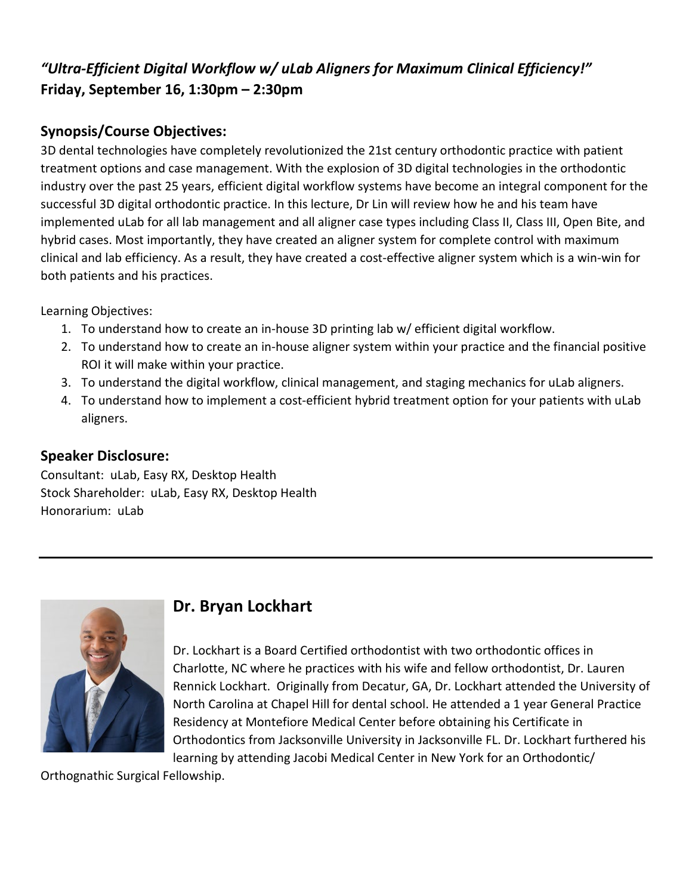### *"Ultra-Efficient Digital Workflow w/ uLab Aligners for Maximum Clinical Efficiency!"*
**Friday, September 16, 1:30pm – 2:30pm**

### Synopsis/Course Objectives:

3D dental technologies have completely revolutionized the 21st century orthodontic practice with patient treatment options and case management. With the explosion of 3D digital technologies in the orthodontic industry over the past 25 years, efficient digital workflow systems have become an integral component for the successful 3D digital orthodontic practice. In this lecture, Dr Lin will review how he and his team have implemented uLab for all lab management and all aligner case types including Class II, Class III, Open Bite, and hybrid cases. Most importantly, they have created an aligner system for complete control with maximum clinical and lab efficiency. As a result, they have created a cost-effective aligner system which is a win-win for both patients and his practices.

Learning Objectives:

1. To understand how to create an in-house 3D printing lab w/ efficient digital workflow.
2. To understand how to create an in-house aligner system within your practice and the financial positive ROI it will make within your practice.
3. To understand the digital workflow, clinical management, and staging mechanics for uLab aligners.
4. To understand how to implement a cost-efficient hybrid treatment option for your patients with uLab aligners.

### Speaker Disclosure:

Consultant: uLab, Easy RX, Desktop Health
Stock Shareholder: uLab, Easy RX, Desktop Health
Honorarium: uLab

---

## Dr. Bryan Lockhart

Dr. Lockhart is a Board Certified orthodontist with two orthodontic offices in Charlotte, NC where he practices with his wife and fellow orthodontist, Dr. Lauren Rennick Lockhart. Originally from Decatur, GA, Dr. Lockhart attended the University of North Carolina at Chapel Hill for dental school. He attended a 1 year General Practice Residency at Montefiore Medical Center before obtaining his Certificate in Orthodontics from Jacksonville University in Jacksonville FL. Dr. Lockhart furthered his learning by attending Jacobi Medical Center in New York for an Orthodontic/ Orthognathic Surgical Fellowship.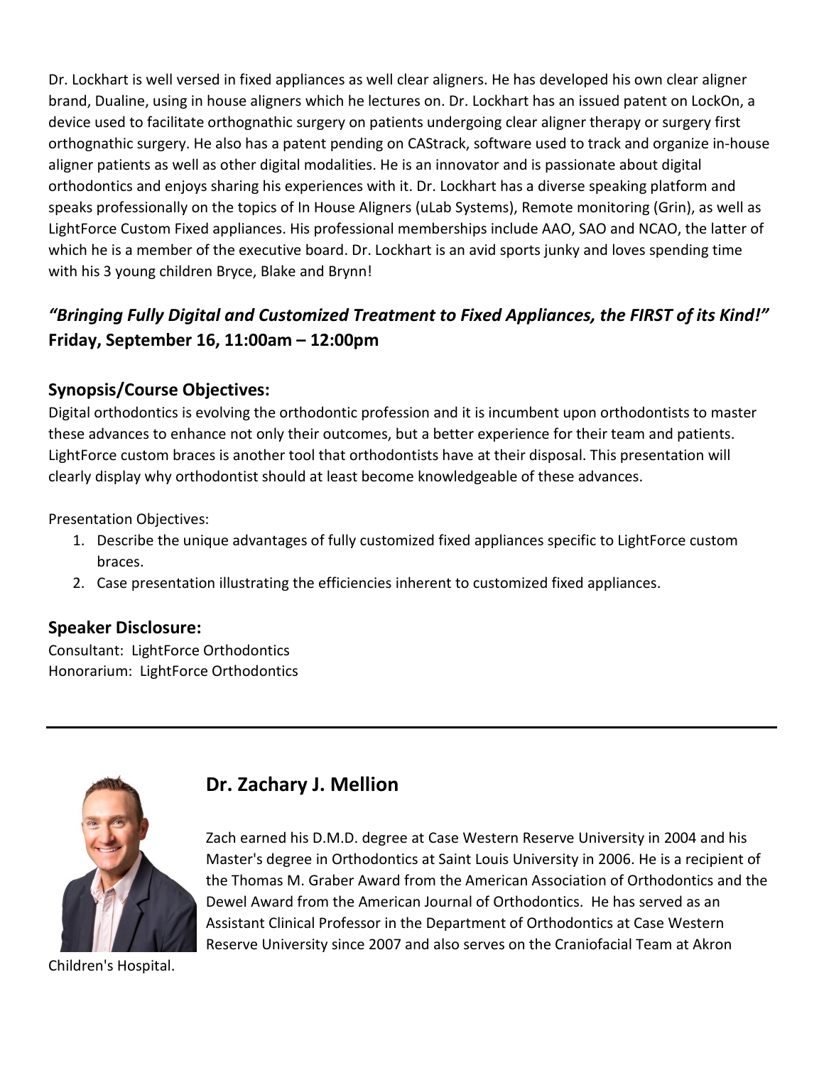Dr. Lockhart is well versed in fixed appliances as well clear aligners. He has developed his own clear aligner brand, Dualine, using in house aligners which he lectures on. Dr. Lockhart has an issued patent on LockOn, a device used to facilitate orthognathic surgery on patients undergoing clear aligner therapy or surgery first orthognathic surgery. He also has a patent pending on CAStrack, software used to track and organize in-house aligner patients as well as other digital modalities. He is an innovator and is passionate about digital orthodontics and enjoys sharing his experiences with it. Dr. Lockhart has a diverse speaking platform and speaks professionally on the topics of In House Aligners (uLab Systems), Remote monitoring (Grin), as well as LightForce Custom Fixed appliances. His professional memberships include AAO, SAO and NCAO, the latter of which he is a member of the executive board. Dr. Lockhart is an avid sports junky and loves spending time with his 3 young children Bryce, Blake and Brynn!

### *"Bringing Fully Digital and Customized Treatment to Fixed Appliances, the FIRST of its Kind!"*
**Friday, September 16, 11:00am – 12:00pm**

### Synopsis/Course Objectives:

Digital orthodontics is evolving the orthodontic profession and it is incumbent upon orthodontists to master these advances to enhance not only their outcomes, but a better experience for their team and patients. LightForce custom braces is another tool that orthodontists have at their disposal. This presentation will clearly display why orthodontist should at least become knowledgeable of these advances.

Presentation Objectives:

1. Describe the unique advantages of fully customized fixed appliances specific to LightForce custom braces.
2. Case presentation illustrating the efficiencies inherent to customized fixed appliances.

### Speaker Disclosure:

Consultant: LightForce Orthodontics
Honorarium: LightForce Orthodontics

---

## Dr. Zachary J. Mellion

Zach earned his D.M.D. degree at Case Western Reserve University in 2004 and his Master's degree in Orthodontics at Saint Louis University in 2006. He is a recipient of the Thomas M. Graber Award from the American Association of Orthodontics and the Dewel Award from the American Journal of Orthodontics. He has served as an Assistant Clinical Professor in the Department of Orthodontics at Case Western Reserve University since 2007 and also serves on the Craniofacial Team at Akron Children's Hospital.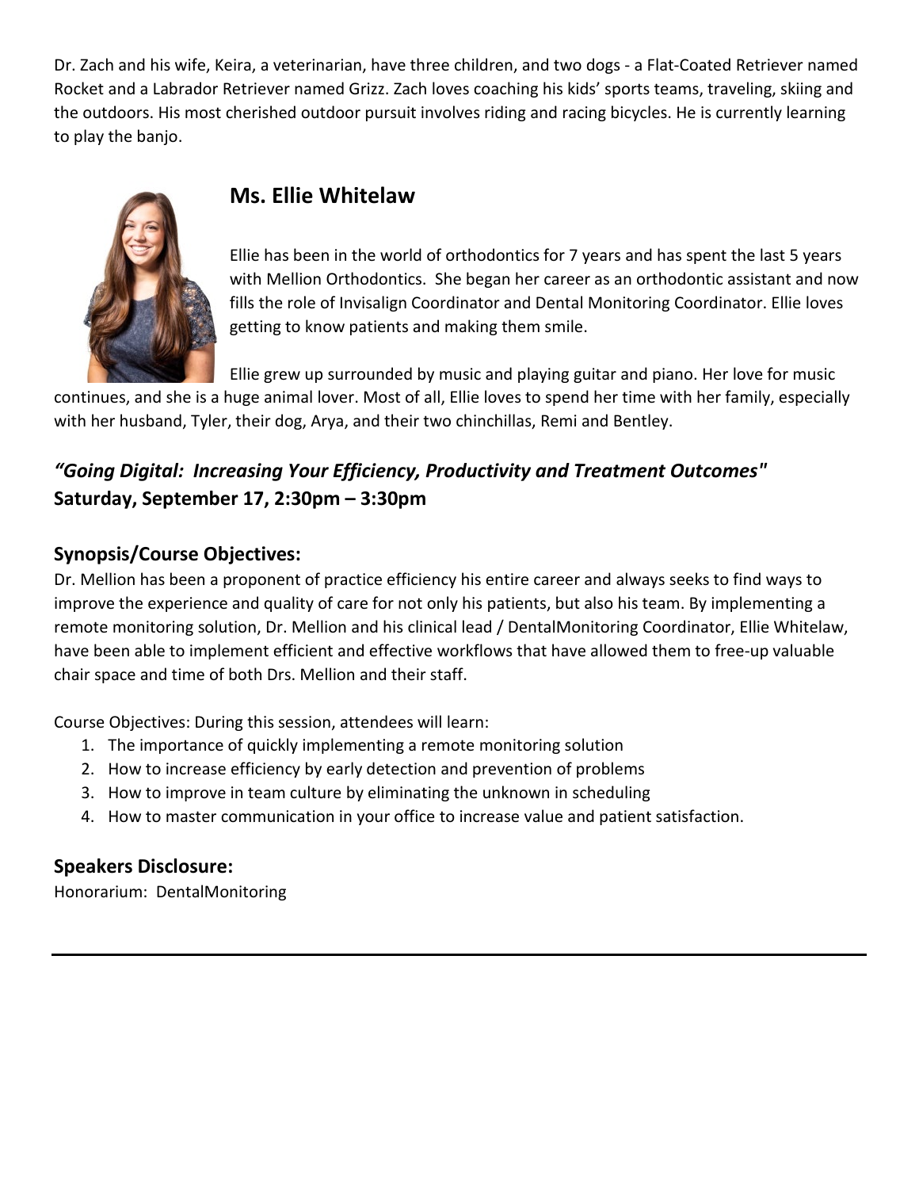Dr. Zach and his wife, Keira, a veterinarian, have three children, and two dogs - a Flat-Coated Retriever named Rocket and a Labrador Retriever named Grizz. Zach loves coaching his kids' sports teams, traveling, skiing and the outdoors. His most cherished outdoor pursuit involves riding and racing bicycles. He is currently learning to play the banjo.

## Ms. Ellie Whitelaw

Ellie has been in the world of orthodontics for 7 years and has spent the last 5 years with Mellion Orthodontics. She began her career as an orthodontic assistant and now fills the role of Invisalign Coordinator and Dental Monitoring Coordinator. Ellie loves getting to know patients and making them smile.

Ellie grew up surrounded by music and playing guitar and piano. Her love for music continues, and she is a huge animal lover. Most of all, Ellie loves to spend her time with her family, especially with her husband, Tyler, their dog, Arya, and their two chinchillas, Remi and Bentley.

### *"Going Digital: Increasing Your Efficiency, Productivity and Treatment Outcomes"*
### Saturday, September 17, 2:30pm – 3:30pm

### Synopsis/Course Objectives:

Dr. Mellion has been a proponent of practice efficiency his entire career and always seeks to find ways to improve the experience and quality of care for not only his patients, but also his team. By implementing a remote monitoring solution, Dr. Mellion and his clinical lead / DentalMonitoring Coordinator, Ellie Whitelaw, have been able to implement efficient and effective workflows that have allowed them to free-up valuable chair space and time of both Drs. Mellion and their staff.

Course Objectives: During this session, attendees will learn:

1. The importance of quickly implementing a remote monitoring solution
2. How to increase efficiency by early detection and prevention of problems
3. How to improve in team culture by eliminating the unknown in scheduling
4. How to master communication in your office to increase value and patient satisfaction.

### Speakers Disclosure:

Honorarium: DentalMonitoring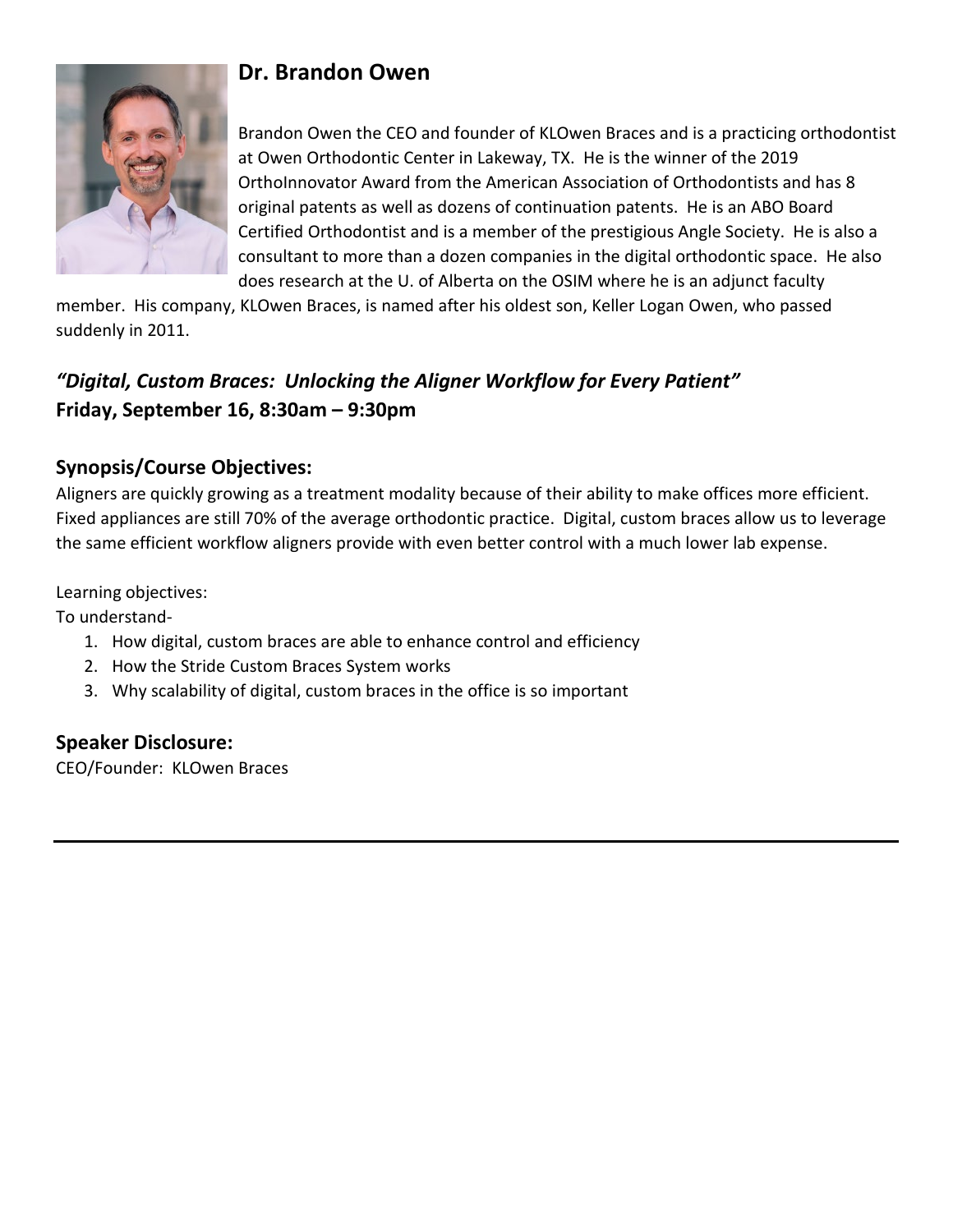## Dr. Brandon Owen

Brandon Owen the CEO and founder of KLOwen Braces and is a practicing orthodontist at Owen Orthodontic Center in Lakeway, TX. He is the winner of the 2019 OrthoInnovator Award from the American Association of Orthodontists and has 8 original patents as well as dozens of continuation patents. He is an ABO Board Certified Orthodontist and is a member of the prestigious Angle Society. He is also a consultant to more than a dozen companies in the digital orthodontic space. He also does research at the U. of Alberta on the OSIM where he is an adjunct faculty member. His company, KLOwen Braces, is named after his oldest son, Keller Logan Owen, who passed suddenly in 2011.

### *"Digital, Custom Braces: Unlocking the Aligner Workflow for Every Patient"*
### Friday, September 16, 8:30am – 9:30pm

### Synopsis/Course Objectives:

Aligners are quickly growing as a treatment modality because of their ability to make offices more efficient. Fixed appliances are still 70% of the average orthodontic practice. Digital, custom braces allow us to leverage the same efficient workflow aligners provide with even better control with a much lower lab expense.

Learning objectives:
To understand-

1. How digital, custom braces are able to enhance control and efficiency
2. How the Stride Custom Braces System works
3. Why scalability of digital, custom braces in the office is so important

### Speaker Disclosure:

CEO/Founder: KLOwen Braces

---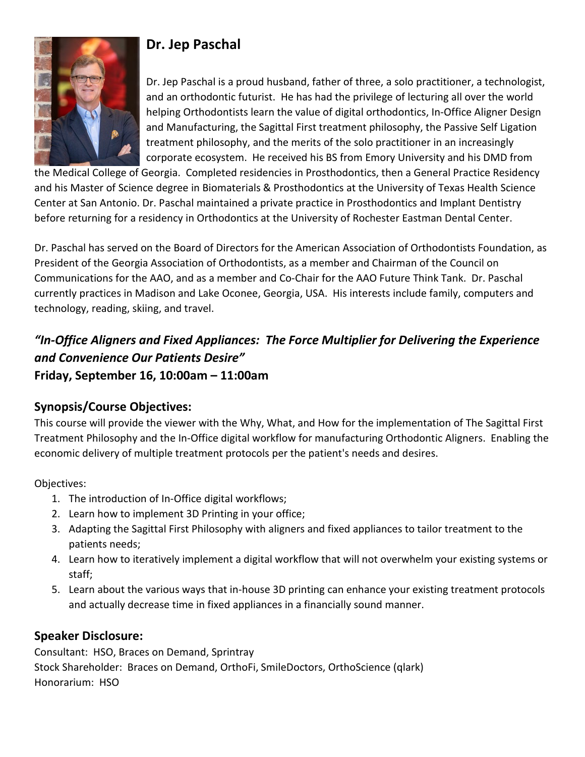## Dr. Jep Paschal

Dr. Jep Paschal is a proud husband, father of three, a solo practitioner, a technologist, and an orthodontic futurist. He has had the privilege of lecturing all over the world helping Orthodontists learn the value of digital orthodontics, In-Office Aligner Design and Manufacturing, the Sagittal First treatment philosophy, the Passive Self Ligation treatment philosophy, and the merits of the solo practitioner in an increasingly corporate ecosystem. He received his BS from Emory University and his DMD from the Medical College of Georgia. Completed residencies in Prosthodontics, then a General Practice Residency and his Master of Science degree in Biomaterials & Prosthodontics at the University of Texas Health Science Center at San Antonio. Dr. Paschal maintained a private practice in Prosthodontics and Implant Dentistry before returning for a residency in Orthodontics at the University of Rochester Eastman Dental Center.

Dr. Paschal has served on the Board of Directors for the American Association of Orthodontists Foundation, as President of the Georgia Association of Orthodontists, as a member and Chairman of the Council on Communications for the AAO, and as a member and Co-Chair for the AAO Future Think Tank. Dr. Paschal currently practices in Madison and Lake Oconee, Georgia, USA. His interests include family, computers and technology, reading, skiing, and travel.

### *"In-Office Aligners and Fixed Appliances: The Force Multiplier for Delivering the Experience and Convenience Our Patients Desire"*

**Friday, September 16, 10:00am – 11:00am**

### Synopsis/Course Objectives:

This course will provide the viewer with the Why, What, and How for the implementation of The Sagittal First Treatment Philosophy and the In-Office digital workflow for manufacturing Orthodontic Aligners. Enabling the economic delivery of multiple treatment protocols per the patient's needs and desires.

Objectives:

1. The introduction of In-Office digital workflows;
2. Learn how to implement 3D Printing in your office;
3. Adapting the Sagittal First Philosophy with aligners and fixed appliances to tailor treatment to the patients needs;
4. Learn how to iteratively implement a digital workflow that will not overwhelm your existing systems or staff;
5. Learn about the various ways that in-house 3D printing can enhance your existing treatment protocols and actually decrease time in fixed appliances in a financially sound manner.

### Speaker Disclosure:

Consultant: HSO, Braces on Demand, Sprintray
Stock Shareholder: Braces on Demand, OrthoFi, SmileDoctors, OrthoScience (qlark)
Honorarium: HSO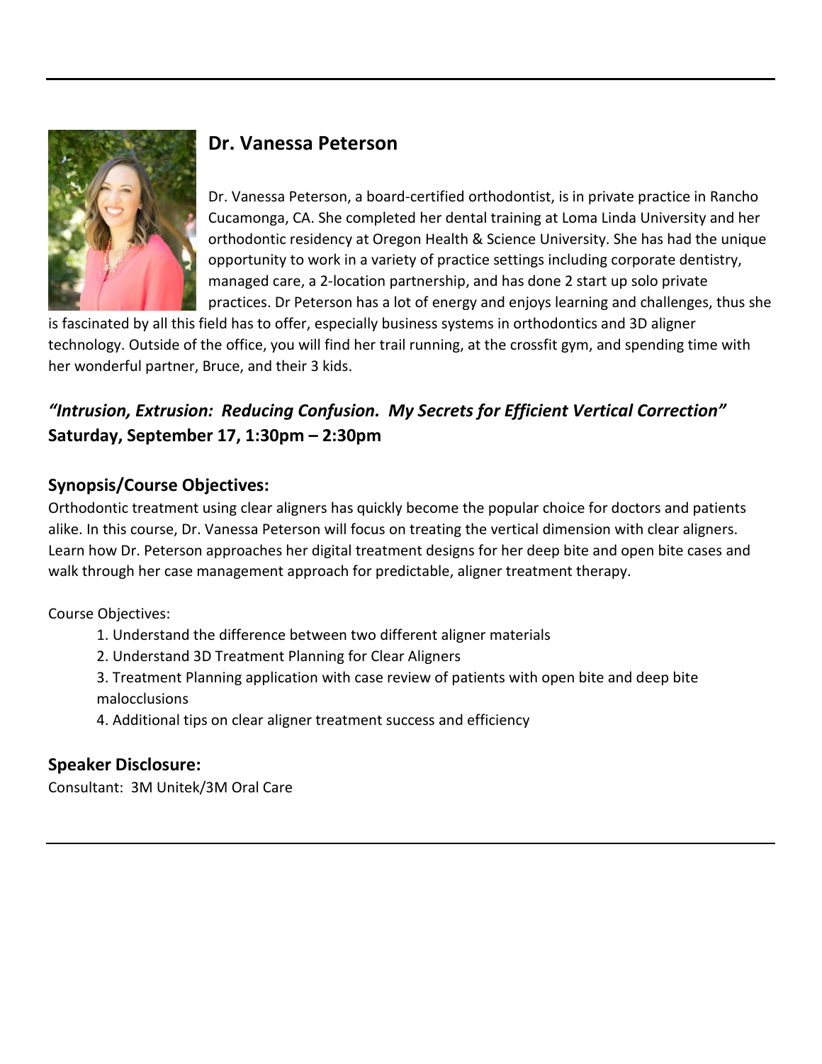## Dr. Vanessa Peterson

Dr. Vanessa Peterson, a board-certified orthodontist, is in private practice in Rancho Cucamonga, CA. She completed her dental training at Loma Linda University and her orthodontic residency at Oregon Health & Science University. She has had the unique opportunity to work in a variety of practice settings including corporate dentistry, managed care, a 2-location partnership, and has done 2 start up solo private practices. Dr Peterson has a lot of energy and enjoys learning and challenges, thus she is fascinated by all this field has to offer, especially business systems in orthodontics and 3D aligner technology. Outside of the office, you will find her trail running, at the crossfit gym, and spending time with her wonderful partner, Bruce, and their 3 kids.

### *"Intrusion, Extrusion: Reducing Confusion. My Secrets for Efficient Vertical Correction"*
**Saturday, September 17, 1:30pm – 2:30pm**

### Synopsis/Course Objectives:

Orthodontic treatment using clear aligners has quickly become the popular choice for doctors and patients alike. In this course, Dr. Vanessa Peterson will focus on treating the vertical dimension with clear aligners. Learn how Dr. Peterson approaches her digital treatment designs for her deep bite and open bite cases and walk through her case management approach for predictable, aligner treatment therapy.

Course Objectives:

1. Understand the difference between two different aligner materials
2. Understand 3D Treatment Planning for Clear Aligners
3. Treatment Planning application with case review of patients with open bite and deep bite malocclusions
4. Additional tips on clear aligner treatment success and efficiency

### Speaker Disclosure:

Consultant: 3M Unitek/3M Oral Care